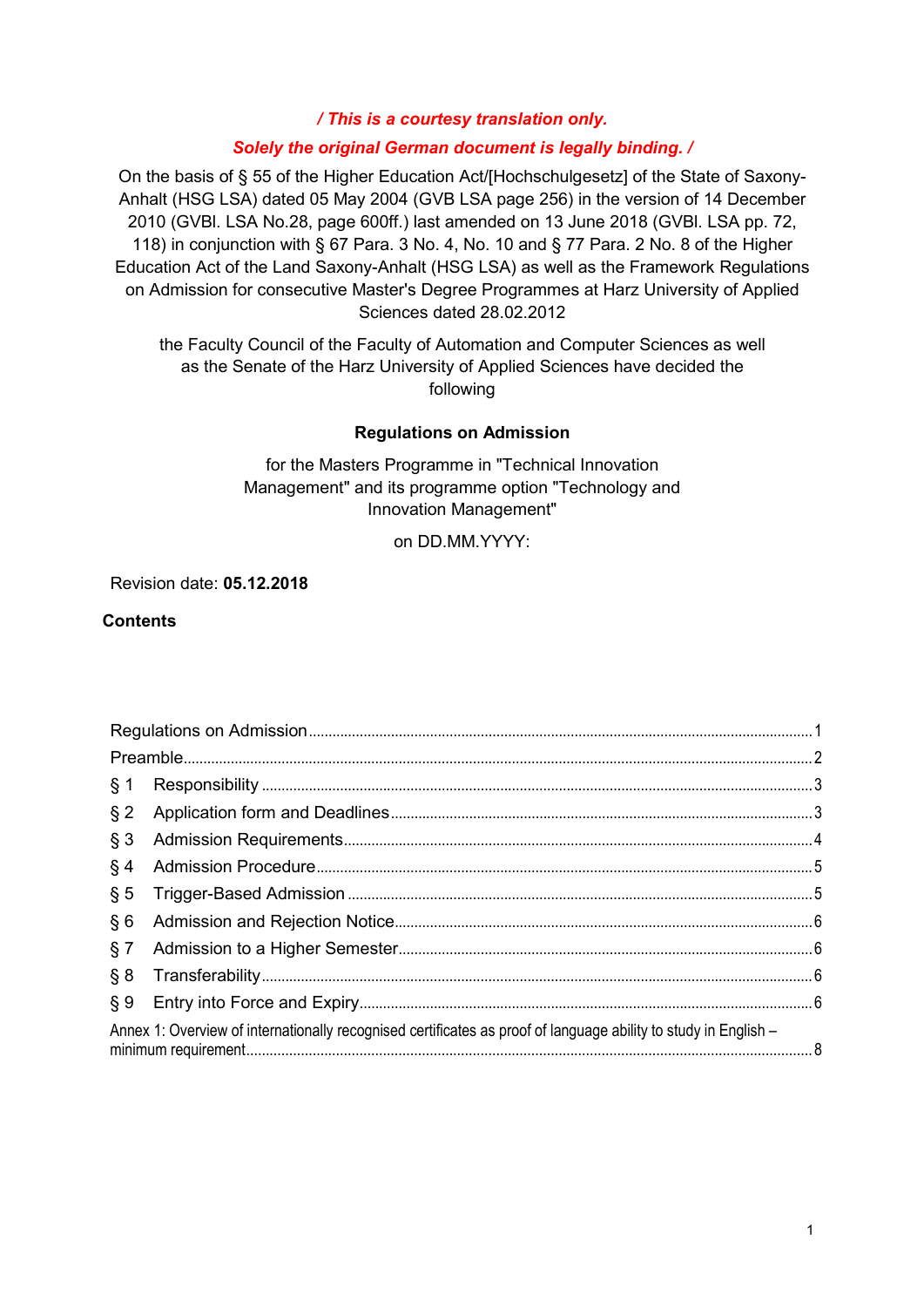*/ This is a courtesy translation only.*

*Solely the original German document is legally binding. /*

On the basis of § 55 of the Higher Education Act/[Hochschulgesetz] of the State of Saxony-Anhalt (HSG LSA) dated 05 May 2004 (GVB LSA page 256) in the version of 14 December 2010 (GVBl. LSA No.28, page 600ff.) last amended on 13 June 2018 (GVBl. LSA pp. 72, 118) in conjunction with § 67 Para. 3 No. 4, No. 10 and § 77 Para. 2 No. 8 of the Higher Education Act of the Land Saxony-Anhalt (HSG LSA) as well as the Framework Regulations on Admission for consecutive Master's Degree Programmes at Harz University of Applied Sciences dated 28.02.2012

the Faculty Council of the Faculty of Automation and Computer Sciences as well as the Senate of the Harz University of Applied Sciences have decided the following

# Regulations on Admission

for the Masters Programme in "Technical Innovation Management" and its programme option "Technology and Innovation Management"

on DD.MM.YYYY:

Revision date: **05.12.2018**

## Contents

Regulations on Admission ........ 1

Preamble ........ 2

§ 1 Responsibility ........ 3

§ 2 Application form and Deadlines ........ 3

§ 3 Admission Requirements ........ 4

§ 4 Admission Procedure ........ 5

§ 5 Trigger-Based Admission ........ 5

§ 6 Admission and Rejection Notice ........ 6

§ 7 Admission to a Higher Semester ........ 6

§ 8 Transferability ........ 6

§ 9 Entry into Force and Expiry ........ 6

Annex 1: Overview of internationally recognised certificates as proof of language ability to study in English – minimum requirement ........ 8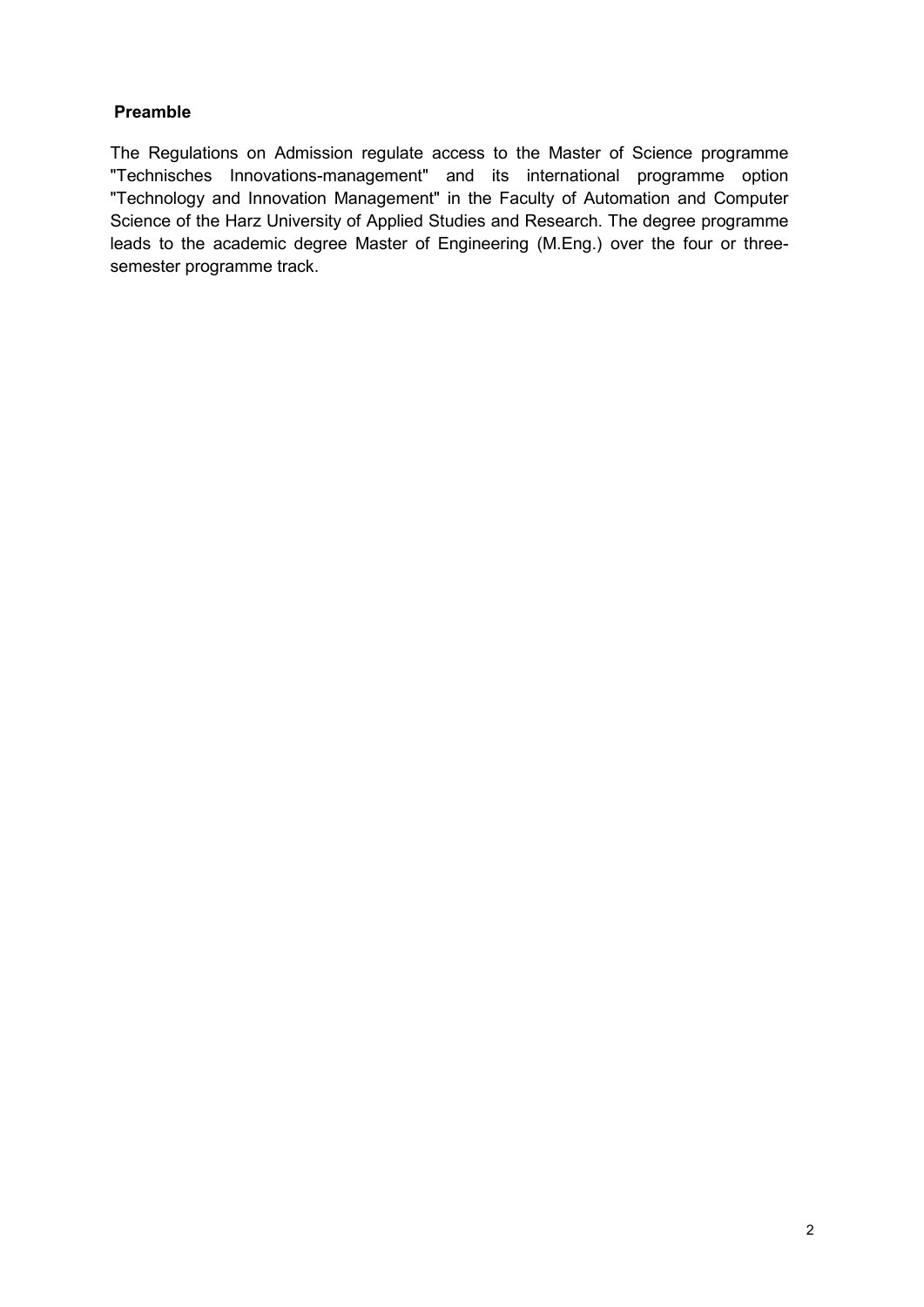## Preamble

The Regulations on Admission regulate access to the Master of Science programme "Technisches Innovations-management" and its international programme option "Technology and Innovation Management" in the Faculty of Automation and Computer Science of the Harz University of Applied Studies and Research. The degree programme leads to the academic degree Master of Engineering (M.Eng.) over the four or three-semester programme track.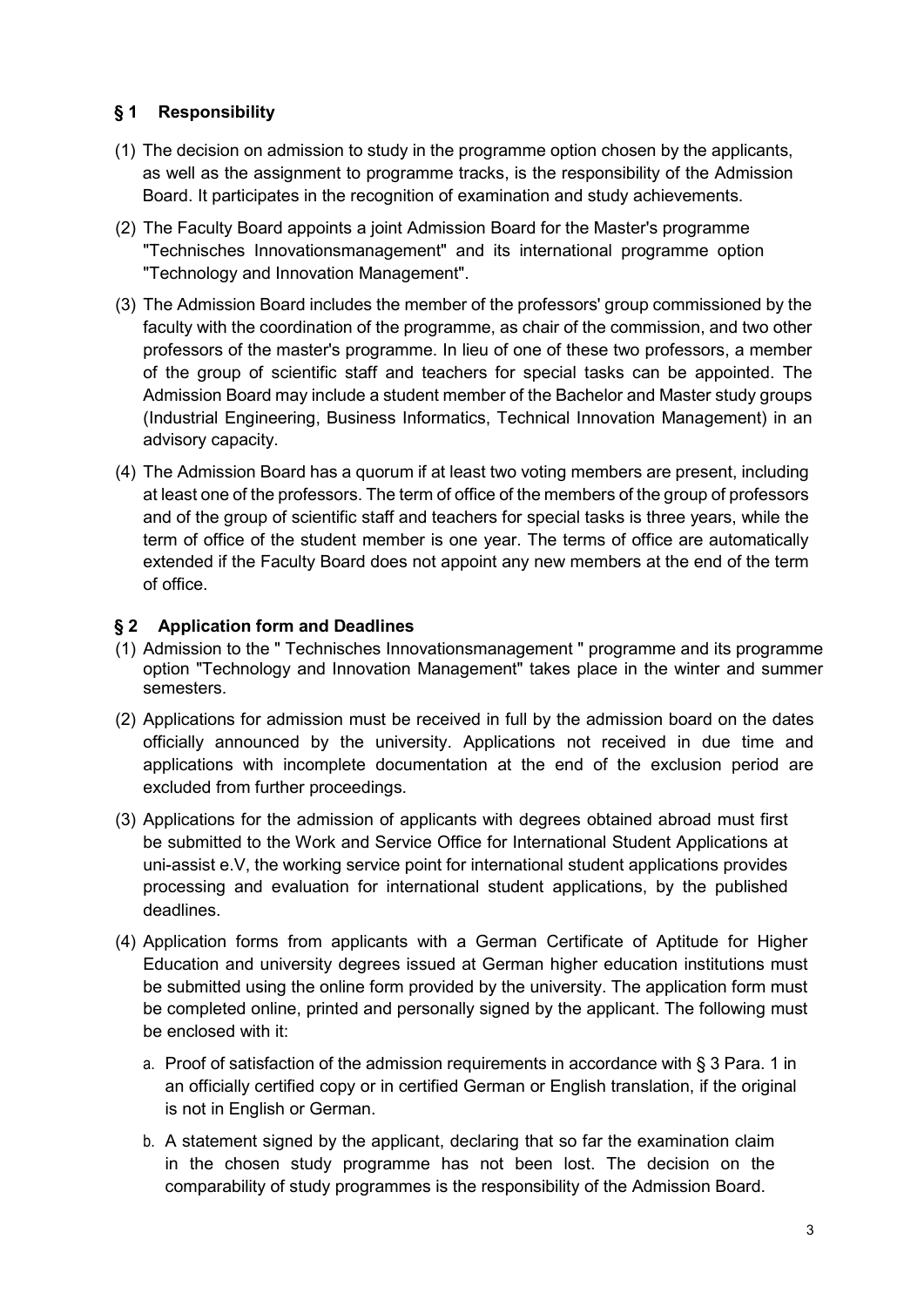## § 1 Responsibility

(1) The decision on admission to study in the programme option chosen by the applicants, as well as the assignment to programme tracks, is the responsibility of the Admission Board. It participates in the recognition of examination and study achievements.

(2) The Faculty Board appoints a joint Admission Board for the Master's programme "Technisches Innovationsmanagement" and its international programme option "Technology and Innovation Management".

(3) The Admission Board includes the member of the professors' group commissioned by the faculty with the coordination of the programme, as chair of the commission, and two other professors of the master's programme. In lieu of one of these two professors, a member of the group of scientific staff and teachers for special tasks can be appointed. The Admission Board may include a student member of the Bachelor and Master study groups (Industrial Engineering, Business Informatics, Technical Innovation Management) in an advisory capacity.

(4) The Admission Board has a quorum if at least two voting members are present, including at least one of the professors. The term of office of the members of the group of professors and of the group of scientific staff and teachers for special tasks is three years, while the term of office of the student member is one year. The terms of office are automatically extended if the Faculty Board does not appoint any new members at the end of the term of office.

## § 2 Application form and Deadlines

(1) Admission to the " Technisches Innovationsmanagement " programme and its programme option "Technology and Innovation Management" takes place in the winter and summer semesters.

(2) Applications for admission must be received in full by the admission board on the dates officially announced by the university. Applications not received in due time and applications with incomplete documentation at the end of the exclusion period are excluded from further proceedings.

(3) Applications for the admission of applicants with degrees obtained abroad must first be submitted to the Work and Service Office for International Student Applications at uni-assist e.V, the working service point for international student applications provides processing and evaluation for international student applications, by the published deadlines.

(4) Application forms from applicants with a German Certificate of Aptitude for Higher Education and university degrees issued at German higher education institutions must be submitted using the online form provided by the university. The application form must be completed online, printed and personally signed by the applicant. The following must be enclosed with it:

   a. Proof of satisfaction of the admission requirements in accordance with § 3 Para. 1 in an officially certified copy or in certified German or English translation, if the original is not in English or German.

   b. A statement signed by the applicant, declaring that so far the examination claim in the chosen study programme has not been lost. The decision on the comparability of study programmes is the responsibility of the Admission Board.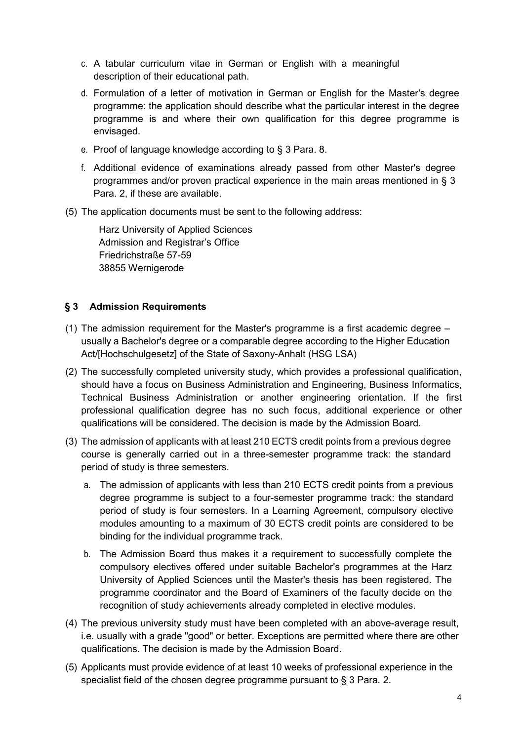c. A tabular curriculum vitae in German or English with a meaningful description of their educational path.

d. Formulation of a letter of motivation in German or English for the Master's degree programme: the application should describe what the particular interest in the degree programme is and where their own qualification for this degree programme is envisaged.

e. Proof of language knowledge according to § 3 Para. 8.

f. Additional evidence of examinations already passed from other Master's degree programmes and/or proven practical experience in the main areas mentioned in § 3 Para. 2, if these are available.

(5) The application documents must be sent to the following address:

Harz University of Applied Sciences
Admission and Registrar's Office
Friedrichstraße 57-59
38855 Wernigerode

## § 3 Admission Requirements

(1) The admission requirement for the Master's programme is a first academic degree – usually a Bachelor's degree or a comparable degree according to the Higher Education Act/[Hochschulgesetz] of the State of Saxony-Anhalt (HSG LSA)

(2) The successfully completed university study, which provides a professional qualification, should have a focus on Business Administration and Engineering, Business Informatics, Technical Business Administration or another engineering orientation. If the first professional qualification degree has no such focus, additional experience or other qualifications will be considered. The decision is made by the Admission Board.

(3) The admission of applicants with at least 210 ECTS credit points from a previous degree course is generally carried out in a three-semester programme track: the standard period of study is three semesters.

a. The admission of applicants with less than 210 ECTS credit points from a previous degree programme is subject to a four-semester programme track: the standard period of study is four semesters. In a Learning Agreement, compulsory elective modules amounting to a maximum of 30 ECTS credit points are considered to be binding for the individual programme track.

b. The Admission Board thus makes it a requirement to successfully complete the compulsory electives offered under suitable Bachelor's programmes at the Harz University of Applied Sciences until the Master's thesis has been registered. The programme coordinator and the Board of Examiners of the faculty decide on the recognition of study achievements already completed in elective modules.

(4) The previous university study must have been completed with an above-average result, i.e. usually with a grade "good" or better. Exceptions are permitted where there are other qualifications. The decision is made by the Admission Board.

(5) Applicants must provide evidence of at least 10 weeks of professional experience in the specialist field of the chosen degree programme pursuant to § 3 Para. 2.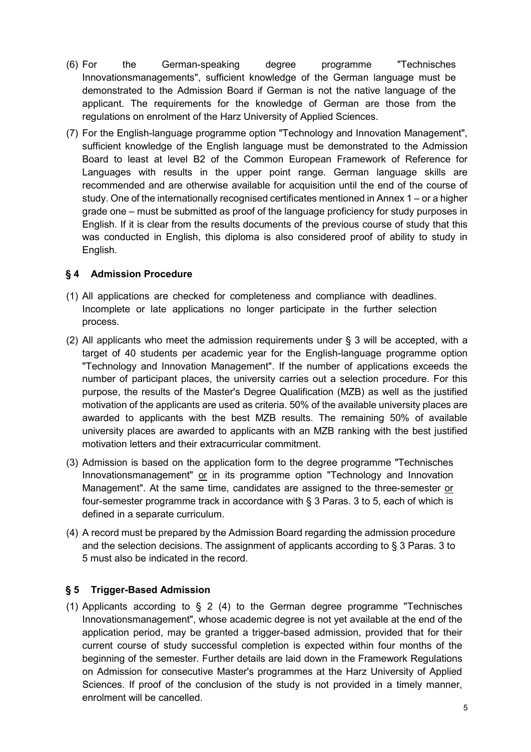(6) For the German-speaking degree programme "Technisches Innovationsmanagements", sufficient knowledge of the German language must be demonstrated to the Admission Board if German is not the native language of the applicant. The requirements for the knowledge of German are those from the regulations on enrolment of the Harz University of Applied Sciences.

(7) For the English-language programme option "Technology and Innovation Management", sufficient knowledge of the English language must be demonstrated to the Admission Board to least at level B2 of the Common European Framework of Reference for Languages with results in the upper point range. German language skills are recommended and are otherwise available for acquisition until the end of the course of study. One of the internationally recognised certificates mentioned in Annex 1 – or a higher grade one – must be submitted as proof of the language proficiency for study purposes in English. If it is clear from the results documents of the previous course of study that this was conducted in English, this diploma is also considered proof of ability to study in English.

## § 4 Admission Procedure

(1) All applications are checked for completeness and compliance with deadlines. Incomplete or late applications no longer participate in the further selection process.

(2) All applicants who meet the admission requirements under § 3 will be accepted, with a target of 40 students per academic year for the English-language programme option "Technology and Innovation Management". If the number of applications exceeds the number of participant places, the university carries out a selection procedure. For this purpose, the results of the Master's Degree Qualification (MZB) as well as the justified motivation of the applicants are used as criteria. 50% of the available university places are awarded to applicants with the best MZB results. The remaining 50% of available university places are awarded to applicants with an MZB ranking with the best justified motivation letters and their extracurricular commitment.

(3) Admission is based on the application form to the degree programme "Technisches Innovationsmanagement" or in its programme option "Technology and Innovation Management". At the same time, candidates are assigned to the three-semester or four-semester programme track in accordance with § 3 Paras. 3 to 5, each of which is defined in a separate curriculum.

(4) A record must be prepared by the Admission Board regarding the admission procedure and the selection decisions. The assignment of applicants according to § 3 Paras. 3 to 5 must also be indicated in the record.

## § 5 Trigger-Based Admission

(1) Applicants according to § 2 (4) to the German degree programme "Technisches Innovationsmanagement", whose academic degree is not yet available at the end of the application period, may be granted a trigger-based admission, provided that for their current course of study successful completion is expected within four months of the beginning of the semester. Further details are laid down in the Framework Regulations on Admission for consecutive Master's programmes at the Harz University of Applied Sciences. If proof of the conclusion of the study is not provided in a timely manner, enrolment will be cancelled.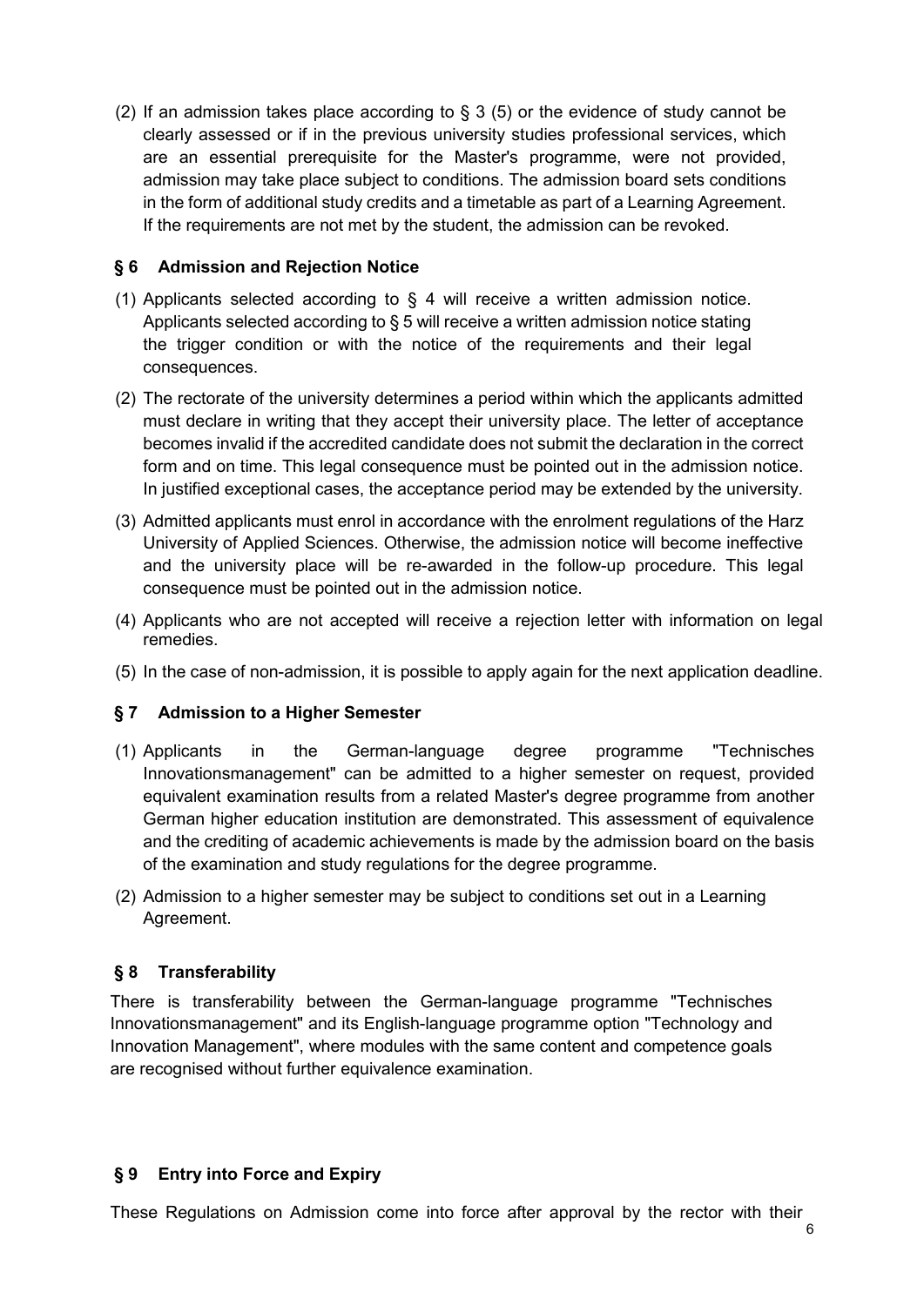(2) If an admission takes place according to § 3 (5) or the evidence of study cannot be clearly assessed or if in the previous university studies professional services, which are an essential prerequisite for the Master's programme, were not provided, admission may take place subject to conditions. The admission board sets conditions in the form of additional study credits and a timetable as part of a Learning Agreement. If the requirements are not met by the student, the admission can be revoked.

## § 6 Admission and Rejection Notice

(1) Applicants selected according to § 4 will receive a written admission notice. Applicants selected according to § 5 will receive a written admission notice stating the trigger condition or with the notice of the requirements and their legal consequences.

(2) The rectorate of the university determines a period within which the applicants admitted must declare in writing that they accept their university place. The letter of acceptance becomes invalid if the accredited candidate does not submit the declaration in the correct form and on time. This legal consequence must be pointed out in the admission notice. In justified exceptional cases, the acceptance period may be extended by the university.

(3) Admitted applicants must enrol in accordance with the enrolment regulations of the Harz University of Applied Sciences. Otherwise, the admission notice will become ineffective and the university place will be re-awarded in the follow-up procedure. This legal consequence must be pointed out in the admission notice.

(4) Applicants who are not accepted will receive a rejection letter with information on legal remedies.

(5) In the case of non-admission, it is possible to apply again for the next application deadline.

## § 7 Admission to a Higher Semester

(1) Applicants in the German-language degree programme "Technisches Innovationsmanagement" can be admitted to a higher semester on request, provided equivalent examination results from a related Master's degree programme from another German higher education institution are demonstrated. This assessment of equivalence and the crediting of academic achievements is made by the admission board on the basis of the examination and study regulations for the degree programme.

(2) Admission to a higher semester may be subject to conditions set out in a Learning Agreement.

## § 8 Transferability

There is transferability between the German-language programme "Technisches Innovationsmanagement" and its English-language programme option "Technology and Innovation Management", where modules with the same content and competence goals are recognised without further equivalence examination.

## § 9 Entry into Force and Expiry

These Regulations on Admission come into force after approval by the rector with their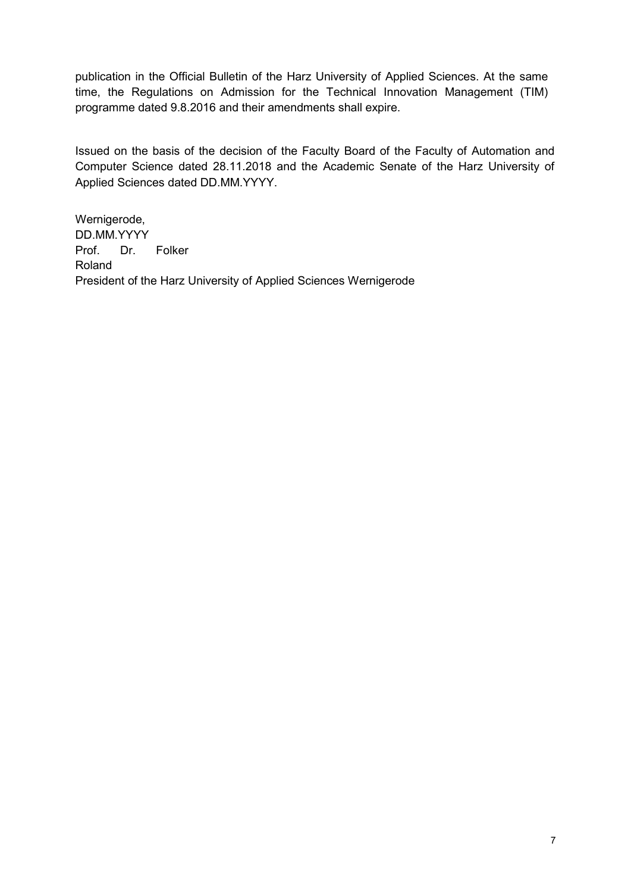publication in the Official Bulletin of the Harz University of Applied Sciences. At the same time, the Regulations on Admission for the Technical Innovation Management (TIM) programme dated 9.8.2016 and their amendments shall expire.

Issued on the basis of the decision of the Faculty Board of the Faculty of Automation and Computer Science dated 28.11.2018 and the Academic Senate of the Harz University of Applied Sciences dated DD.MM.YYYY.

Wernigerode,  
DD.MM.YYYY  
Prof. Dr. Folker Roland  
President of the Harz University of Applied Sciences Wernigerode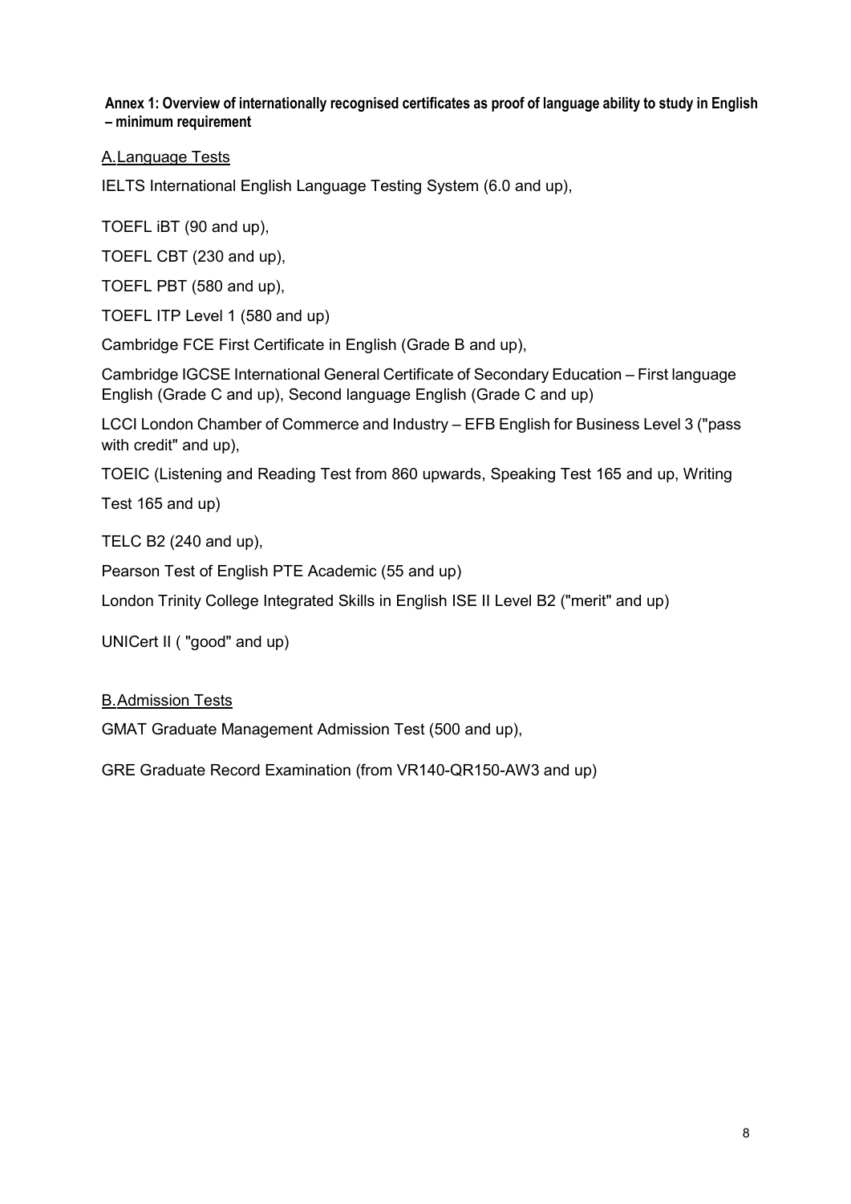**Annex 1: Overview of internationally recognised certificates as proof of language ability to study in English – minimum requirement**

A. Language Tests

IELTS International English Language Testing System (6.0 and up),

TOEFL iBT (90 and up),

TOEFL CBT (230 and up),

TOEFL PBT (580 and up),

TOEFL ITP Level 1 (580 and up)

Cambridge FCE First Certificate in English (Grade B and up),

Cambridge IGCSE International General Certificate of Secondary Education – First language English (Grade C and up), Second language English (Grade C and up)

LCCI London Chamber of Commerce and Industry – EFB English for Business Level 3 ("pass with credit" and up),

TOEIC (Listening and Reading Test from 860 upwards, Speaking Test 165 and up, Writing Test 165 and up)

TELC B2 (240 and up),

Pearson Test of English PTE Academic (55 and up)

London Trinity College Integrated Skills in English ISE II Level B2 ("merit" and up)

UNICert II ( "good" and up)

B. Admission Tests

GMAT Graduate Management Admission Test (500 and up),

GRE Graduate Record Examination (from VR140-QR150-AW3 and up)